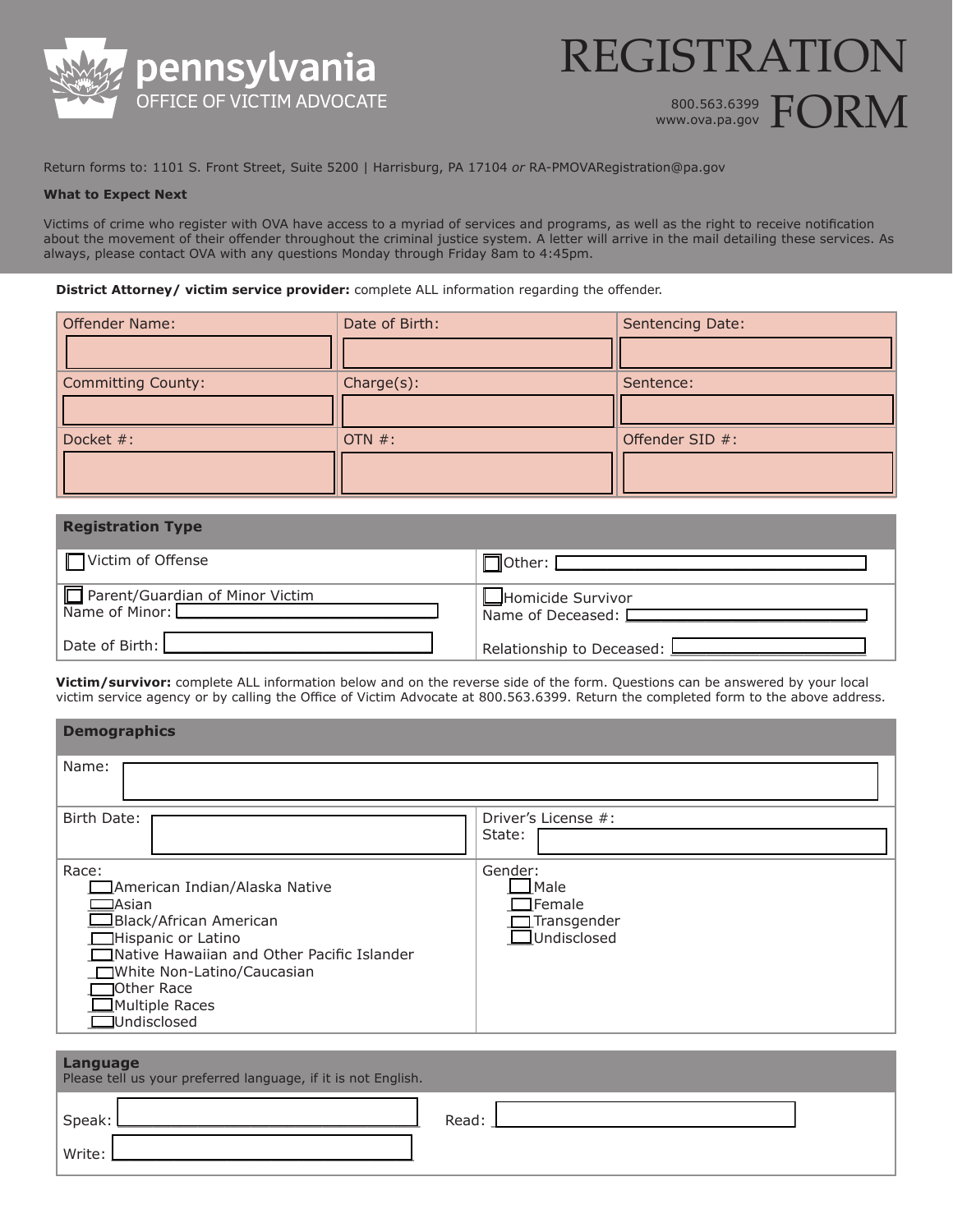# pennsylvania
OFFICE OF VICTIM ADVOCATE

# REGISTRATION FORM

800.563.6399
www.ova.pa.gov

Return forms to: 1101 S. Front Street, Suite 5200 | Harrisburg, PA 17104 *or* RA-PMOVARegistration@pa.gov

**What to Expect Next**

Victims of crime who register with OVA have access to a myriad of services and programs, as well as the right to receive notification about the movement of their offender throughout the criminal justice system. A letter will arrive in the mail detailing these services. As always, please contact OVA with any questions Monday through Friday 8am to 4:45pm.

**District Attorney/ victim service provider:** complete ALL information regarding the offender.

| Offender Name: | Date of Birth: | Sentencing Date: |
|---|---|---|
| Committing County: | Charge(s): | Sentence: |
| Docket #: | OTN #: | Offender SID #: |

## Registration Type

| | |
|---|---|
| ☐ Victim of Offense | ☐ Other: |
| ☐ Parent/Guardian of Minor Victim<br>Name of Minor:<br><br>Date of Birth: | ☐ Homicide Survivor<br>Name of Deceased:<br><br>Relationship to Deceased: |

**Victim/survivor:** complete ALL information below and on the reverse side of the form. Questions can be answered by your local victim service agency or by calling the Office of Victim Advocate at 800.563.6399. Return the completed form to the above address.

## Demographics

Name:

| | |
|---|---|
| Birth Date: | Driver's License #:<br>State: |
| Race:<br>☐ American Indian/Alaska Native<br>☐ Asian<br>☐ Black/African American<br>☐ Hispanic or Latino<br>☐ Native Hawaiian and Other Pacific Islander<br>☐ White Non-Latino/Caucasian<br>☐ Other Race<br>☐ Multiple Races<br>☐ Undisclosed | Gender:<br>☐ Male<br>☐ Female<br>☐ Transgender<br>☐ Undisclosed |

## Language

Please tell us your preferred language, if it is not English.

Speak: ______________________ Read: ______________________

Write: ______________________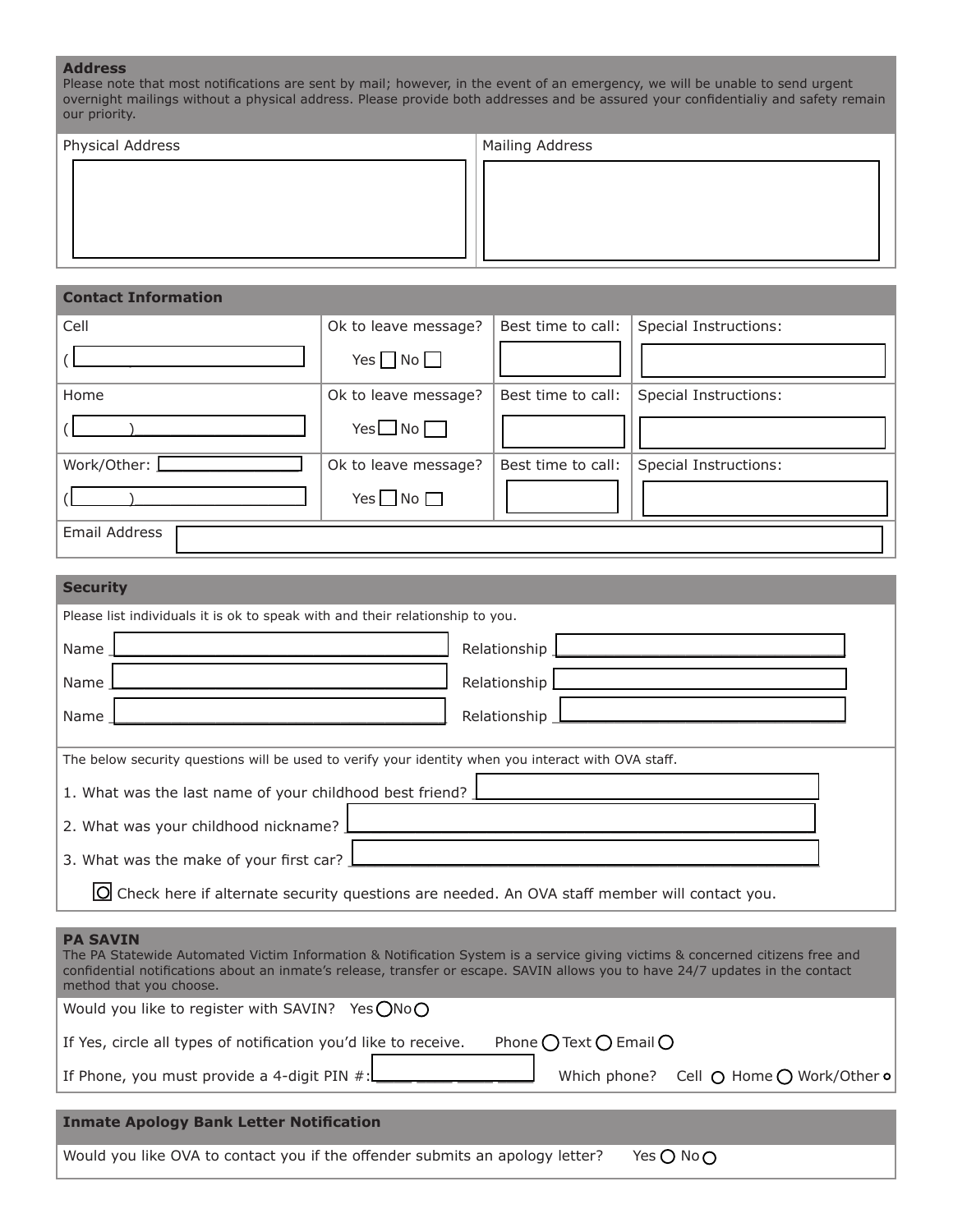## Address

Please note that most notifications are sent by mail; however, in the event of an emergency, we will be unable to send urgent overnight mailings without a physical address. Please provide both addresses and be assured your confidentialiy and safety remain our priority.

| Physical Address | Mailing Address |
| --- | --- |
| | |

## Contact Information

| | Ok to leave message? | Best time to call: | Special Instructions: |
| --- | --- | --- | --- |
| Cell ( ) | Yes ☐ No ☐ | | |
| Home ( ) | Yes ☐ No ☐ | | |
| Work/Other: ( ) | Yes ☐ No ☐ | | |

Email Address

## Security

Please list individuals it is ok to speak with and their relationship to you.

Name ______ Relationship ______

Name ______ Relationship ______

Name ______ Relationship ______

The below security questions will be used to verify your identity when you interact with OVA staff.

1. What was the last name of your childhood best friend? ______
2. What was your childhood nickname? ______
3. What was the make of your first car? ______

☐ Check here if alternate security questions are needed. An OVA staff member will contact you.

## PA SAVIN

The PA Statewide Automated Victim Information & Notification System is a service giving victims & concerned citizens free and confidential notifications about an inmate's release, transfer or escape. SAVIN allows you to have 24/7 updates in the contact method that you choose.

Would you like to register with SAVIN? Yes ○ No ○

If Yes, circle all types of notification you'd like to receive. Phone ○ Text ○ Email ○

If Phone, you must provide a 4-digit PIN #: ___ ___ ___ ___ Which phone? Cell ○ Home ○ Work/Other ○

## Inmate Apology Bank Letter Notification

Would you like OVA to contact you if the offender submits an apology letter? Yes ○ No ○